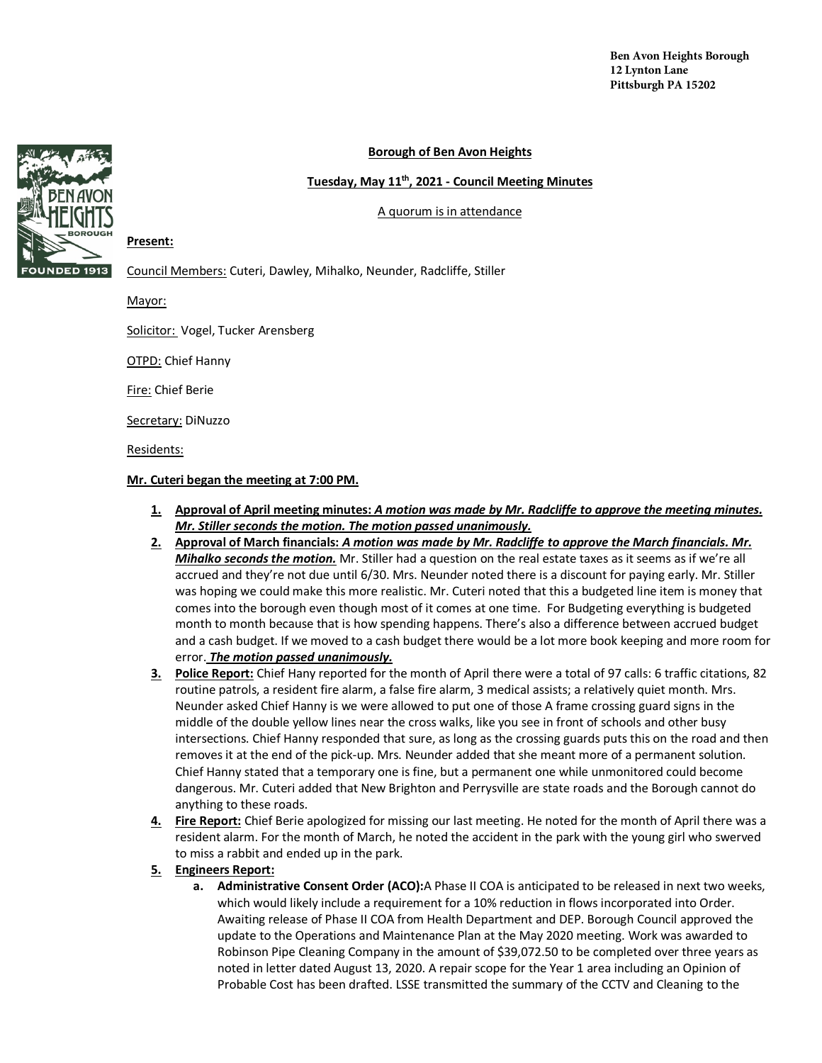Ben Avon Heights Borough
12 Lynton Lane
Pittsburgh PA 15202

**Borough of Ben Avon Heights**

**Tuesday, May 11th, 2021 - Council Meeting Minutes**

A quorum is in attendance

**Present:**

Council Members: Cuteri, Dawley, Mihalko, Neunder, Radcliffe, Stiller

Mayor:

Solicitor: Vogel, Tucker Arensberg

OTPD: Chief Hanny

Fire: Chief Berie

Secretary: DiNuzzo

Residents:

**Mr. Cuteri began the meeting at 7:00 PM.**

1. **Approval of April meeting minutes:** ***A motion was made by Mr. Radcliffe to approve the meeting minutes. Mr. Stiller seconds the motion. The motion passed unanimously.***
2. **Approval of March financials:** ***A motion was made by Mr. Radcliffe to approve the March financials. Mr. Mihalko seconds the motion.*** Mr. Stiller had a question on the real estate taxes as it seems as if we're all accrued and they're not due until 6/30. Mrs. Neunder noted there is a discount for paying early. Mr. Stiller was hoping we could make this more realistic. Mr. Cuteri noted that this a budgeted line item is money that comes into the borough even though most of it comes at one time. For Budgeting everything is budgeted month to month because that is how spending happens. There's also a difference between accrued budget and a cash budget. If we moved to a cash budget there would be a lot more book keeping and more room for error. ***The motion passed unanimously.***
3. **Police Report:** Chief Hany reported for the month of April there were a total of 97 calls: 6 traffic citations, 82 routine patrols, a resident fire alarm, a false fire alarm, 3 medical assists; a relatively quiet month. Mrs. Neunder asked Chief Hanny is we were allowed to put one of those A frame crossing guard signs in the middle of the double yellow lines near the cross walks, like you see in front of schools and other busy intersections. Chief Hanny responded that sure, as long as the crossing guards puts this on the road and then removes it at the end of the pick-up. Mrs. Neunder added that she meant more of a permanent solution. Chief Hanny stated that a temporary one is fine, but a permanent one while unmonitored could become dangerous. Mr. Cuteri added that New Brighton and Perrysville are state roads and the Borough cannot do anything to these roads.
4. **Fire Report:** Chief Berie apologized for missing our last meeting. He noted for the month of April there was a resident alarm. For the month of March, he noted the accident in the park with the young girl who swerved to miss a rabbit and ended up in the park.
5. **Engineers Report:**
   a. **Administrative Consent Order (ACO):** A Phase II COA is anticipated to be released in next two weeks, which would likely include a requirement for a 10% reduction in flows incorporated into Order. Awaiting release of Phase II COA from Health Department and DEP. Borough Council approved the update to the Operations and Maintenance Plan at the May 2020 meeting. Work was awarded to Robinson Pipe Cleaning Company in the amount of $39,072.50 to be completed over three years as noted in letter dated August 13, 2020. A repair scope for the Year 1 area including an Opinion of Probable Cost has been drafted. LSSE transmitted the summary of the CCTV and Cleaning to the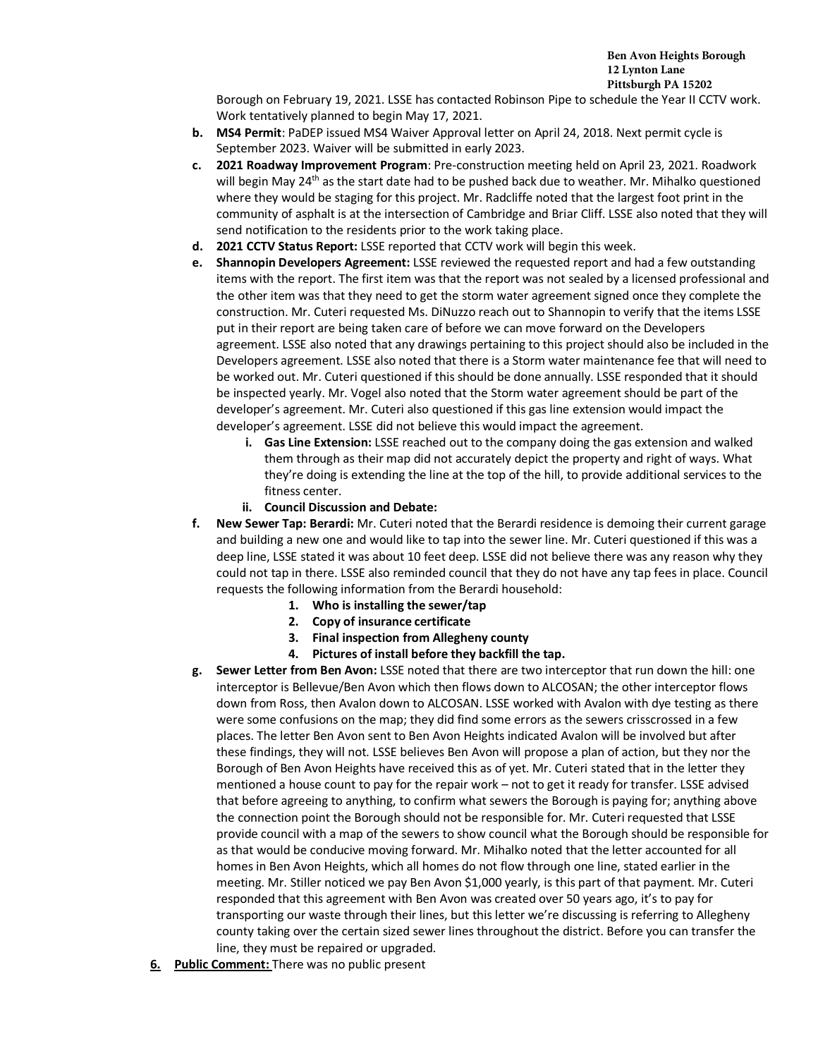Borough on February 19, 2021. LSSE has contacted Robinson Pipe to schedule the Year II CCTV work. Work tentatively planned to begin May 17, 2021.

- **b. MS4 Permit**: PaDEP issued MS4 Waiver Approval letter on April 24, 2018. Next permit cycle is September 2023. Waiver will be submitted in early 2023.
- **c. 2021 Roadway Improvement Program**: Pre-construction meeting held on April 23, 2021. Roadwork will begin May 24th as the start date had to be pushed back due to weather. Mr. Mihalko questioned where they would be staging for this project. Mr. Radcliffe noted that the largest foot print in the community of asphalt is at the intersection of Cambridge and Briar Cliff. LSSE also noted that they will send notification to the residents prior to the work taking place.
- **d. 2021 CCTV Status Report:** LSSE reported that CCTV work will begin this week.
- **e. Shannopin Developers Agreement:** LSSE reviewed the requested report and had a few outstanding items with the report. The first item was that the report was not sealed by a licensed professional and the other item was that they need to get the storm water agreement signed once they complete the construction. Mr. Cuteri requested Ms. DiNuzzo reach out to Shannopin to verify that the items LSSE put in their report are being taken care of before we can move forward on the Developers agreement. LSSE also noted that any drawings pertaining to this project should also be included in the Developers agreement. LSSE also noted that there is a Storm water maintenance fee that will need to be worked out. Mr. Cuteri questioned if this should be done annually. LSSE responded that it should be inspected yearly. Mr. Vogel also noted that the Storm water agreement should be part of the developer's agreement. Mr. Cuteri also questioned if this gas line extension would impact the developer's agreement. LSSE did not believe this would impact the agreement.
  - **i. Gas Line Extension:** LSSE reached out to the company doing the gas extension and walked them through as their map did not accurately depict the property and right of ways. What they're doing is extending the line at the top of the hill, to provide additional services to the fitness center.
  - **ii. Council Discussion and Debate:**
- **f. New Sewer Tap: Berardi:** Mr. Cuteri noted that the Berardi residence is demoing their current garage and building a new one and would like to tap into the sewer line. Mr. Cuteri questioned if this was a deep line, LSSE stated it was about 10 feet deep. LSSE did not believe there was any reason why they could not tap in there. LSSE also reminded council that they do not have any tap fees in place. Council requests the following information from the Berardi household:
  1. **Who is installing the sewer/tap**
  2. **Copy of insurance certificate**
  3. **Final inspection from Allegheny county**
  4. **Pictures of install before they backfill the tap.**
- **g. Sewer Letter from Ben Avon:** LSSE noted that there are two interceptor that run down the hill: one interceptor is Bellevue/Ben Avon which then flows down to ALCOSAN; the other interceptor flows down from Ross, then Avalon down to ALCOSAN. LSSE worked with Avalon with dye testing as there were some confusions on the map; they did find some errors as the sewers crisscrossed in a few places. The letter Ben Avon sent to Ben Avon Heights indicated Avalon will be involved but after these findings, they will not. LSSE believes Ben Avon will propose a plan of action, but they nor the Borough of Ben Avon Heights have received this as of yet. Mr. Cuteri stated that in the letter they mentioned a house count to pay for the repair work – not to get it ready for transfer. LSSE advised that before agreeing to anything, to confirm what sewers the Borough is paying for; anything above the connection point the Borough should not be responsible for. Mr. Cuteri requested that LSSE provide council with a map of the sewers to show council what the Borough should be responsible for as that would be conducive moving forward. Mr. Mihalko noted that the letter accounted for all homes in Ben Avon Heights, which all homes do not flow through one line, stated earlier in the meeting. Mr. Stiller noticed we pay Ben Avon $1,000 yearly, is this part of that payment. Mr. Cuteri responded that this agreement with Ben Avon was created over 50 years ago, it's to pay for transporting our waste through their lines, but this letter we're discussing is referring to Allegheny county taking over the certain sized sewer lines throughout the district. Before you can transfer the line, they must be repaired or upgraded.

**6. Public Comment:** There was no public present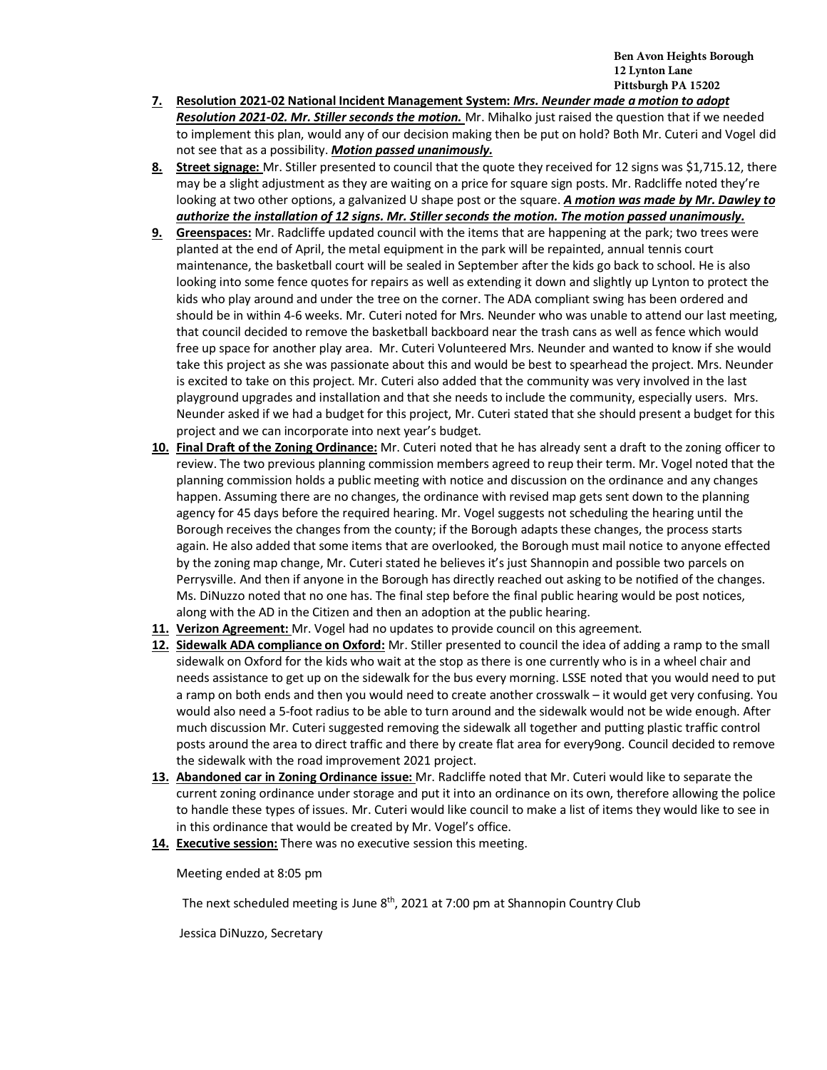Ben Avon Heights Borough
12 Lynton Lane
Pittsburgh PA 15202

7. **Resolution 2021-02 National Incident Management System:** ***Mrs. Neunder made a motion to adopt Resolution 2021-02. Mr. Stiller seconds the motion.*** Mr. Mihalko just raised the question that if we needed to implement this plan, would any of our decision making then be put on hold? Both Mr. Cuteri and Vogel did not see that as a possibility. ***Motion passed unanimously.***
8. **Street signage:** Mr. Stiller presented to council that the quote they received for 12 signs was $1,715.12, there may be a slight adjustment as they are waiting on a price for square sign posts. Mr. Radcliffe noted they're looking at two other options, a galvanized U shape post or the square. ***A motion was made by Mr. Dawley to authorize the installation of 12 signs. Mr. Stiller seconds the motion. The motion passed unanimously.***
9. **Greenspaces:** Mr. Radcliffe updated council with the items that are happening at the park; two trees were planted at the end of April, the metal equipment in the park will be repainted, annual tennis court maintenance, the basketball court will be sealed in September after the kids go back to school. He is also looking into some fence quotes for repairs as well as extending it down and slightly up Lynton to protect the kids who play around and under the tree on the corner. The ADA compliant swing has been ordered and should be in within 4-6 weeks. Mr. Cuteri noted for Mrs. Neunder who was unable to attend our last meeting, that council decided to remove the basketball backboard near the trash cans as well as fence which would free up space for another play area. Mr. Cuteri Volunteered Mrs. Neunder and wanted to know if she would take this project as she was passionate about this and would be best to spearhead the project. Mrs. Neunder is excited to take on this project. Mr. Cuteri also added that the community was very involved in the last playground upgrades and installation and that she needs to include the community, especially users. Mrs. Neunder asked if we had a budget for this project, Mr. Cuteri stated that she should present a budget for this project and we can incorporate into next year's budget.
10. **Final Draft of the Zoning Ordinance:** Mr. Cuteri noted that he has already sent a draft to the zoning officer to review. The two previous planning commission members agreed to reup their term. Mr. Vogel noted that the planning commission holds a public meeting with notice and discussion on the ordinance and any changes happen. Assuming there are no changes, the ordinance with revised map gets sent down to the planning agency for 45 days before the required hearing. Mr. Vogel suggests not scheduling the hearing until the Borough receives the changes from the county; if the Borough adapts these changes, the process starts again. He also added that some items that are overlooked, the Borough must mail notice to anyone effected by the zoning map change, Mr. Cuteri stated he believes it's just Shannopin and possible two parcels on Perrysville. And then if anyone in the Borough has directly reached out asking to be notified of the changes. Ms. DiNuzzo noted that no one has. The final step before the final public hearing would be post notices, along with the AD in the Citizen and then an adoption at the public hearing.
11. **Verizon Agreement:** Mr. Vogel had no updates to provide council on this agreement.
12. **Sidewalk ADA compliance on Oxford:** Mr. Stiller presented to council the idea of adding a ramp to the small sidewalk on Oxford for the kids who wait at the stop as there is one currently who is in a wheel chair and needs assistance to get up on the sidewalk for the bus every morning. LSSE noted that you would need to put a ramp on both ends and then you would need to create another crosswalk – it would get very confusing. You would also need a 5-foot radius to be able to turn around and the sidewalk would not be wide enough. After much discussion Mr. Cuteri suggested removing the sidewalk all together and putting plastic traffic control posts around the area to direct traffic and there by create flat area for every9ong. Council decided to remove the sidewalk with the road improvement 2021 project.
13. **Abandoned car in Zoning Ordinance issue:** Mr. Radcliffe noted that Mr. Cuteri would like to separate the current zoning ordinance under storage and put it into an ordinance on its own, therefore allowing the police to handle these types of issues. Mr. Cuteri would like council to make a list of items they would like to see in in this ordinance that would be created by Mr. Vogel's office.
14. **Executive session:** There was no executive session this meeting.

Meeting ended at 8:05 pm

The next scheduled meeting is June 8th, 2021 at 7:00 pm at Shannopin Country Club

Jessica DiNuzzo, Secretary